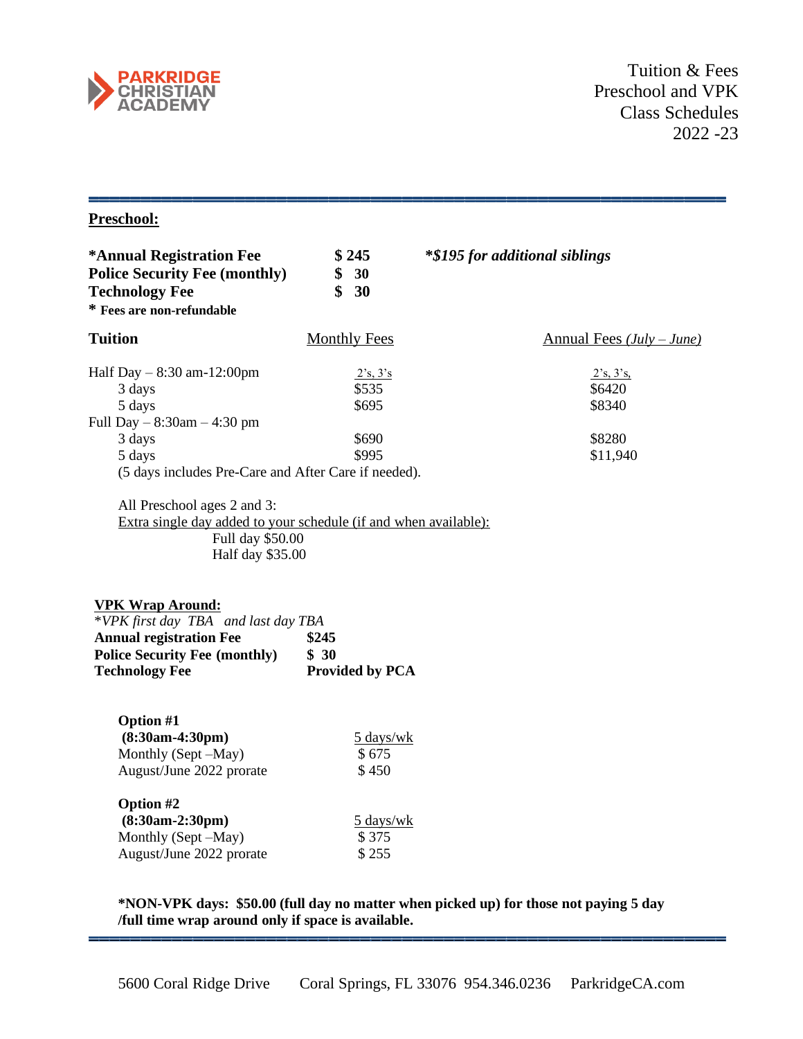PARKRIDGE CHRISTIAN ACADEMY

Tuition & Fees
Preschool and VPK
Class Schedules
2022 -23

## Preschool:

| | | |
|---|---|---|
| **\*Annual Registration Fee** | **$ 245** | ***\*$195 for additional siblings*** |
| **Police Security Fee (monthly)** | **$ 30** | |
| **Technology Fee** | **$ 30** | |

**\* Fees are non-refundable**

| **Tuition** | Monthly Fees | Annual Fees *(July – June)* |
|---|---|---|
| Half Day – 8:30 am-12:00pm | 2's, 3's | 2's, 3's, |
| 3 days | $535 | $6420 |
| 5 days | $695 | $8340 |
| Full Day – 8:30am – 4:30 pm | | |
| 3 days | $690 | $8280 |
| 5 days | $995 | $11,940 |

(5 days includes Pre-Care and After Care if needed).

All Preschool ages 2 and 3:
Extra single day added to your schedule (if and when available):
Full day $50.00
Half day $35.00

## VPK Wrap Around:

*\*VPK first day TBA and last day TBA*

| | |
|---|---|
| **Annual registration Fee** | **$245** |
| **Police Security Fee (monthly)** | **$ 30** |
| **Technology Fee** | **Provided by PCA** |

| **Option #1 (8:30am-4:30pm)** | 5 days/wk |
|---|---|
| Monthly (Sept –May) | $ 675 |
| August/June 2022 prorate | $ 450 |

| **Option #2 (8:30am-2:30pm)** | 5 days/wk |
|---|---|
| Monthly (Sept –May) | $ 375 |
| August/June 2022 prorate | $ 255 |

**\*NON-VPK days: $50.00 (full day no matter when picked up) for those not paying 5 day /full time wrap around only if space is available.**

5600 Coral Ridge Drive Coral Springs, FL 33076 954.346.0236 ParkridgeCA.com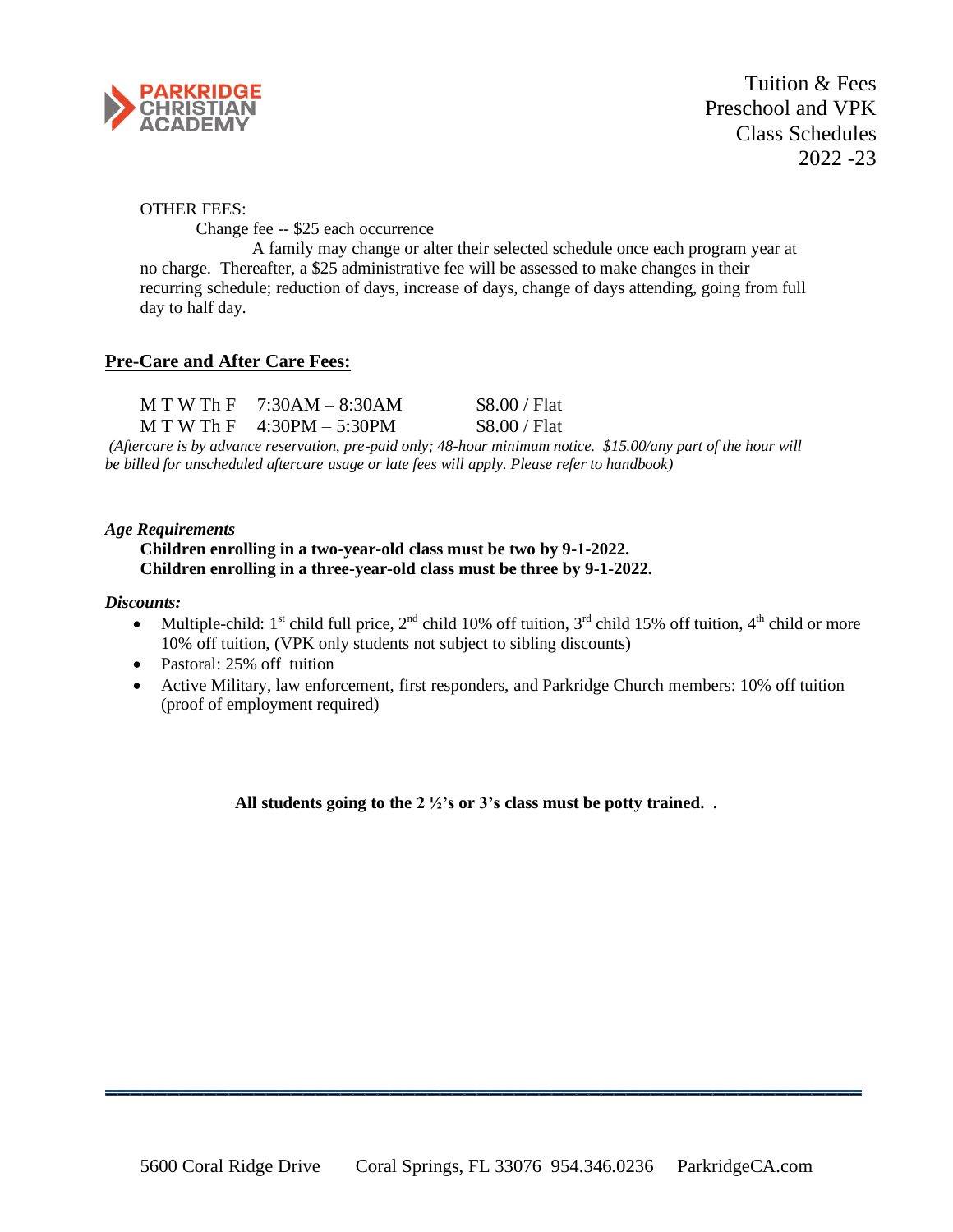OTHER FEES:

Change fee -- $25 each occurrence

A family may change or alter their selected schedule once each program year at no charge. Thereafter, a $25 administrative fee will be assessed to make changes in their recurring schedule; reduction of days, increase of days, change of days attending, going from full day to half day.

## Pre-Care and After Care Fees:

| | | |
|---|---|---|
| M T W Th F | 7:30AM – 8:30AM | $8.00 / Flat |
| M T W Th F | 4:30PM – 5:30PM | $8.00 / Flat |

*(Aftercare is by advance reservation, pre-paid only; 48-hour minimum notice. $15.00/any part of the hour will be billed for unscheduled aftercare usage or late fees will apply. Please refer to handbook)*

***Age Requirements***

**Children enrolling in a two-year-old class must be two by 9-1-2022.**
**Children enrolling in a three-year-old class must be three by 9-1-2022.**

***Discounts:***

- Multiple-child: 1st child full price, 2nd child 10% off tuition, 3rd child 15% off tuition, 4th child or more 10% off tuition, (VPK only students not subject to sibling discounts)
- Pastoral: 25% off tuition
- Active Military, law enforcement, first responders, and Parkridge Church members: 10% off tuition (proof of employment required)

**All students going to the 2 ½'s or 3's class must be potty trained. .**

5600 Coral Ridge Drive Coral Springs, FL 33076 954.346.0236 ParkridgeCA.com